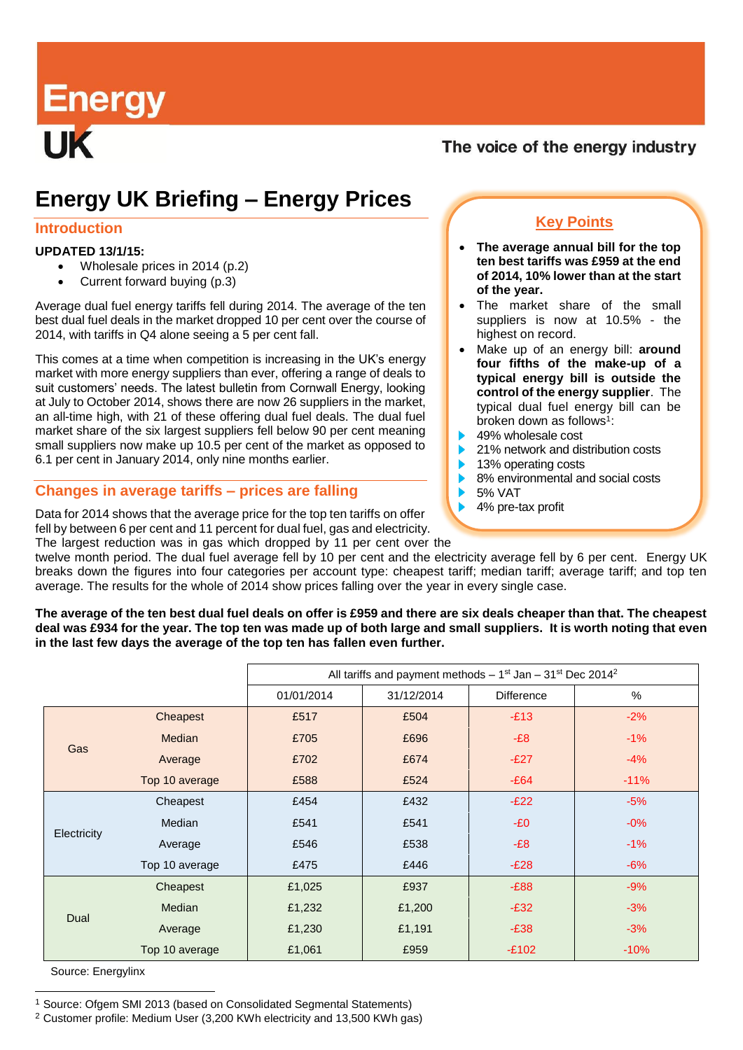Energy UK

The voice of the energy industry

# Energy UK Briefing – Energy Prices

## Introduction

**UPDATED 13/1/15:**

- Wholesale prices in 2014 (p.2)
- Current forward buying (p.3)

Average dual fuel energy tariffs fell during 2014. The average of the ten best dual fuel deals in the market dropped 10 per cent over the course of 2014, with tariffs in Q4 alone seeing a 5 per cent fall.

This comes at a time when competition is increasing in the UK's energy market with more energy suppliers than ever, offering a range of deals to suit customers' needs. The latest bulletin from Cornwall Energy, looking at July to October 2014, shows there are now 26 suppliers in the market, an all-time high, with 21 of these offering dual fuel deals. The dual fuel market share of the six largest suppliers fell below 90 per cent meaning small suppliers now make up 10.5 per cent of the market as opposed to 6.1 per cent in January 2014, only nine months earlier.

### Key Points

- **The average annual bill for the top ten best tariffs was £959 at the end of 2014, 10% lower than at the start of the year.**
- The market share of the small suppliers is now at 10.5% - the highest on record.
- Make up of an energy bill: **around four fifths of the make-up of a typical energy bill is outside the control of the energy supplier**. The typical dual fuel energy bill can be broken down as follows[1]:
  - 49% wholesale cost
  - 21% network and distribution costs
  - 13% operating costs
  - 8% environmental and social costs
  - 5% VAT
  - 4% pre-tax profit

## Changes in average tariffs – prices are falling

Data for 2014 shows that the average price for the top ten tariffs on offer fell by between 6 per cent and 11 percent for dual fuel, gas and electricity. The largest reduction was in gas which dropped by 11 per cent over the twelve month period. The dual fuel average fell by 10 per cent and the electricity average fell by 6 per cent. Energy UK breaks down the figures into four categories per account type: cheapest tariff; median tariff; average tariff; and top ten average. The results for the whole of 2014 show prices falling over the year in every single case.

**The average of the ten best dual fuel deals on offer is £959 and there are six deals cheaper than that. The cheapest deal was £934 for the year. The top ten was made up of both large and small suppliers. It is worth noting that even in the last few days the average of the top ten has fallen even further.**

| | | All tariffs and payment methods – 1st Jan – 31st Dec 2014[2] | | | |
|---|---|---|---|---|---|
| | | 01/01/2014 | 31/12/2014 | Difference | % |
| Gas | Cheapest | £517 | £504 | -£13 | -2% |
| | Median | £705 | £696 | -£8 | -1% |
| | Average | £702 | £674 | -£27 | -4% |
| | Top 10 average | £588 | £524 | -£64 | -11% |
| Electricity | Cheapest | £454 | £432 | -£22 | -5% |
| | Median | £541 | £541 | -£0 | -0% |
| | Average | £546 | £538 | -£8 | -1% |
| | Top 10 average | £475 | £446 | -£28 | -6% |
| Dual | Cheapest | £1,025 | £937 | -£88 | -9% |
| | Median | £1,232 | £1,200 | -£32 | -3% |
| | Average | £1,230 | £1,191 | -£38 | -3% |
| | Top 10 average | £1,061 | £959 | -£102 | -10% |

Source: Energylinx

[1] Source: Ofgem SMI 2013 (based on Consolidated Segmental Statements)

[2] Customer profile: Medium User (3,200 KWh electricity and 13,500 KWh gas)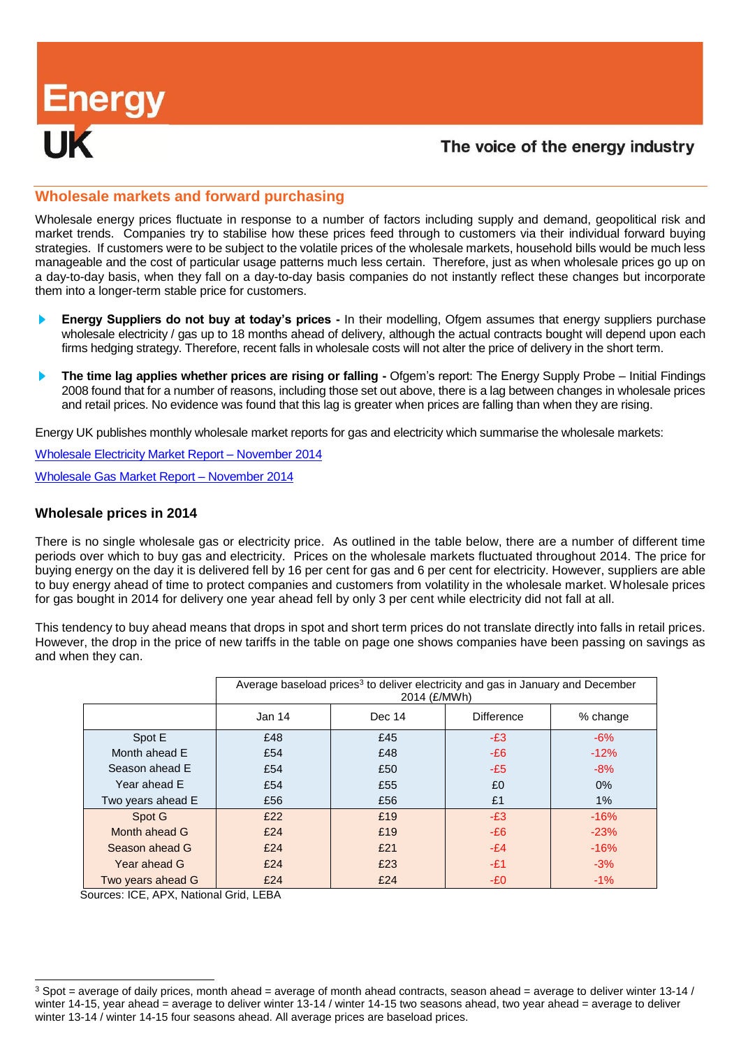## Wholesale markets and forward purchasing

Wholesale energy prices fluctuate in response to a number of factors including supply and demand, geopolitical risk and market trends. Companies try to stabilise how these prices feed through to customers via their individual forward buying strategies. If customers were to be subject to the volatile prices of the wholesale markets, household bills would be much less manageable and the cost of particular usage patterns much less certain. Therefore, just as when wholesale prices go up on a day-to-day basis, when they fall on a day-to-day basis companies do not instantly reflect these changes but incorporate them into a longer-term stable price for customers.

- **Energy Suppliers do not buy at today's prices -** In their modelling, Ofgem assumes that energy suppliers purchase wholesale electricity / gas up to 18 months ahead of delivery, although the actual contracts bought will depend upon each firms hedging strategy. Therefore, recent falls in wholesale costs will not alter the price of delivery in the short term.
- **The time lag applies whether prices are rising or falling -** Ofgem's report: The Energy Supply Probe – Initial Findings 2008 found that for a number of reasons, including those set out above, there is a lag between changes in wholesale prices and retail prices. No evidence was found that this lag is greater when prices are falling than when they are rising.

Energy UK publishes monthly wholesale market reports for gas and electricity which summarise the wholesale markets:

Wholesale Electricity Market Report – November 2014

Wholesale Gas Market Report – November 2014

### Wholesale prices in 2014

There is no single wholesale gas or electricity price. As outlined in the table below, there are a number of different time periods over which to buy gas and electricity. Prices on the wholesale markets fluctuated throughout 2014. The price for buying energy on the day it is delivered fell by 16 per cent for gas and 6 per cent for electricity. However, suppliers are able to buy energy ahead of time to protect companies and customers from volatility in the wholesale market. Wholesale prices for gas bought in 2014 for delivery one year ahead fell by only 3 per cent while electricity did not fall at all.

This tendency to buy ahead means that drops in spot and short term prices do not translate directly into falls in retail prices. However, the drop in the price of new tariffs in the table on page one shows companies have been passing on savings as and when they can.

| | Average baseload prices[3] to deliver electricity and gas in January and December 2014 (£/MWh) | | | |
|---|---|---|---|---|
| | Jan 14 | Dec 14 | Difference | % change |
| Spot E | £48 | £45 | -£3 | -6% |
| Month ahead E | £54 | £48 | -£6 | -12% |
| Season ahead E | £54 | £50 | -£5 | -8% |
| Year ahead E | £54 | £55 | £0 | 0% |
| Two years ahead E | £56 | £56 | £1 | 1% |
| Spot G | £22 | £19 | -£3 | -16% |
| Month ahead G | £24 | £19 | -£6 | -23% |
| Season ahead G | £24 | £21 | -£4 | -16% |
| Year ahead G | £24 | £23 | -£1 | -3% |
| Two years ahead G | £24 | £24 | -£0 | -1% |

Sources: ICE, APX, National Grid, LEBA

[3] Spot = average of daily prices, month ahead = average of month ahead contracts, season ahead = average to deliver winter 13-14 / winter 14-15, year ahead = average to deliver winter 13-14 / winter 14-15 two seasons ahead, two year ahead = average to deliver winter 13-14 / winter 14-15 four seasons ahead. All average prices are baseload prices.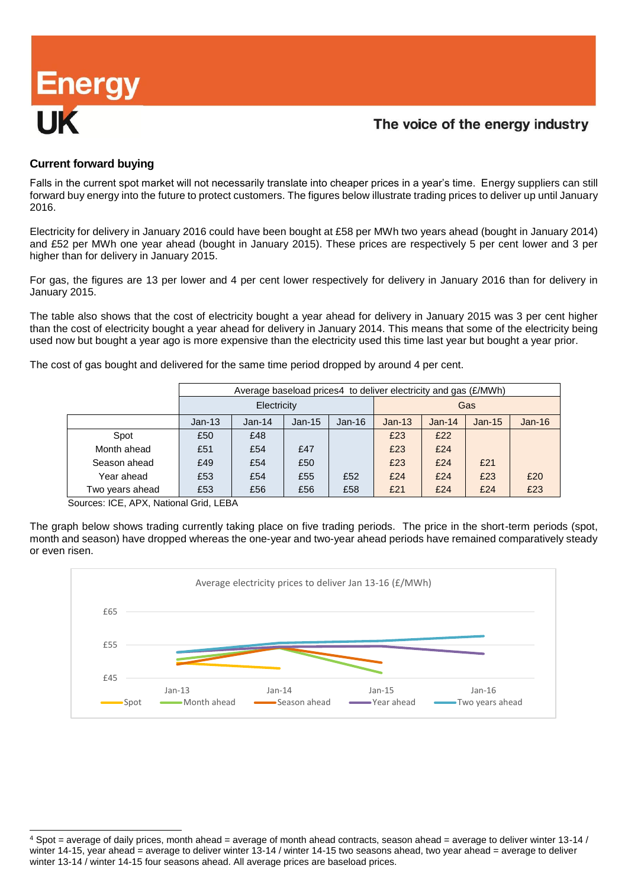## Current forward buying

Falls in the current spot market will not necessarily translate into cheaper prices in a year's time. Energy suppliers can still forward buy energy into the future to protect customers. The figures below illustrate trading prices to deliver up until January 2016.

Electricity for delivery in January 2016 could have been bought at £58 per MWh two years ahead (bought in January 2014) and £52 per MWh one year ahead (bought in January 2015). These prices are respectively 5 per cent lower and 3 per higher than for delivery in January 2015.

For gas, the figures are 13 per lower and 4 per cent lower respectively for delivery in January 2016 than for delivery in January 2015.

The table also shows that the cost of electricity bought a year ahead for delivery in January 2015 was 3 per cent higher than the cost of electricity bought a year ahead for delivery in January 2014. This means that some of the electricity being used now but bought a year ago is more expensive than the electricity used this time last year but bought a year prior.

The cost of gas bought and delivered for the same time period dropped by around 4 per cent.

| | Average baseload prices[4] to deliver electricity and gas (£/MWh) | | | | | | | |
|---|---|---|---|---|---|---|---|---|
| | Electricity | | | | Gas | | | |
| | Jan-13 | Jan-14 | Jan-15 | Jan-16 | Jan-13 | Jan-14 | Jan-15 | Jan-16 |
| Spot | £50 | £48 | | | £23 | £22 | | |
| Month ahead | £51 | £54 | £47 | | £23 | £24 | | |
| Season ahead | £49 | £54 | £50 | | £23 | £24 | £21 | |
| Year ahead | £53 | £54 | £55 | £52 | £24 | £24 | £23 | £20 |
| Two years ahead | £53 | £56 | £56 | £58 | £21 | £24 | £24 | £23 |

Sources: ICE, APX, National Grid, LEBA

The graph below shows trading currently taking place on five trading periods. The price in the short-term periods (spot, month and season) have dropped whereas the one-year and two-year ahead periods have remained comparatively steady or even risen.

Average electricity prices to deliver Jan 13-16 (£/MWh)

[4] Spot = average of daily prices, month ahead = average of month ahead contracts, season ahead = average to deliver winter 13-14 / winter 14-15, year ahead = average to deliver winter 13-14 / winter 14-15 two seasons ahead, two year ahead = average to deliver winter 13-14 / winter 14-15 four seasons ahead. All average prices are baseload prices.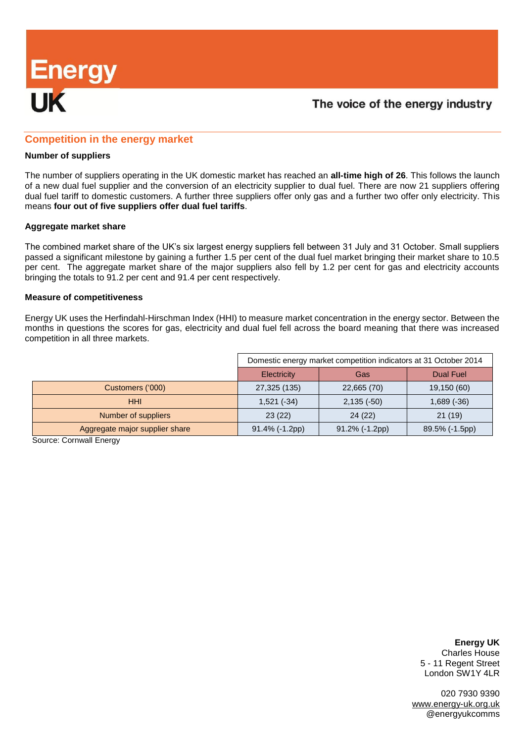Energy UK

The voice of the energy industry

## Competition in the energy market

### Number of suppliers

The number of suppliers operating in the UK domestic market has reached an **all-time high of 26**. This follows the launch of a new dual fuel supplier and the conversion of an electricity supplier to dual fuel. There are now 21 suppliers offering dual fuel tariff to domestic customers. A further three suppliers offer only gas and a further two offer only electricity. This means **four out of five suppliers offer dual fuel tariffs**.

### Aggregate market share

The combined market share of the UK's six largest energy suppliers fell between 31 July and 31 October. Small suppliers passed a significant milestone by gaining a further 1.5 per cent of the dual fuel market bringing their market share to 10.5 per cent. The aggregate market share of the major suppliers also fell by 1.2 per cent for gas and electricity accounts bringing the totals to 91.2 per cent and 91.4 per cent respectively.

### Measure of competitiveness

Energy UK uses the Herfindahl-Hirschman Index (HHI) to measure market concentration in the energy sector. Between the months in questions the scores for gas, electricity and dual fuel fell across the board meaning that there was increased competition in all three markets.

| | Domestic energy market competition indicators at 31 October 2014 | | |
|---|---|---|---|
| | Electricity | Gas | Dual Fuel |
| Customers ('000) | 27,325 (135) | 22,665 (70) | 19,150 (60) |
| HHI | 1,521 (-34) | 2,135 (-50) | 1,689 (-36) |
| Number of suppliers | 23 (22) | 24 (22) | 21 (19) |
| Aggregate major supplier share | 91.4% (-1.2pp) | 91.2% (-1.2pp) | 89.5% (-1.5pp) |

Source: Cornwall Energy

**Energy UK**
Charles House
5 - 11 Regent Street
London SW1Y 4LR

020 7930 9390
www.energy-uk.org.uk
@energyukcomms